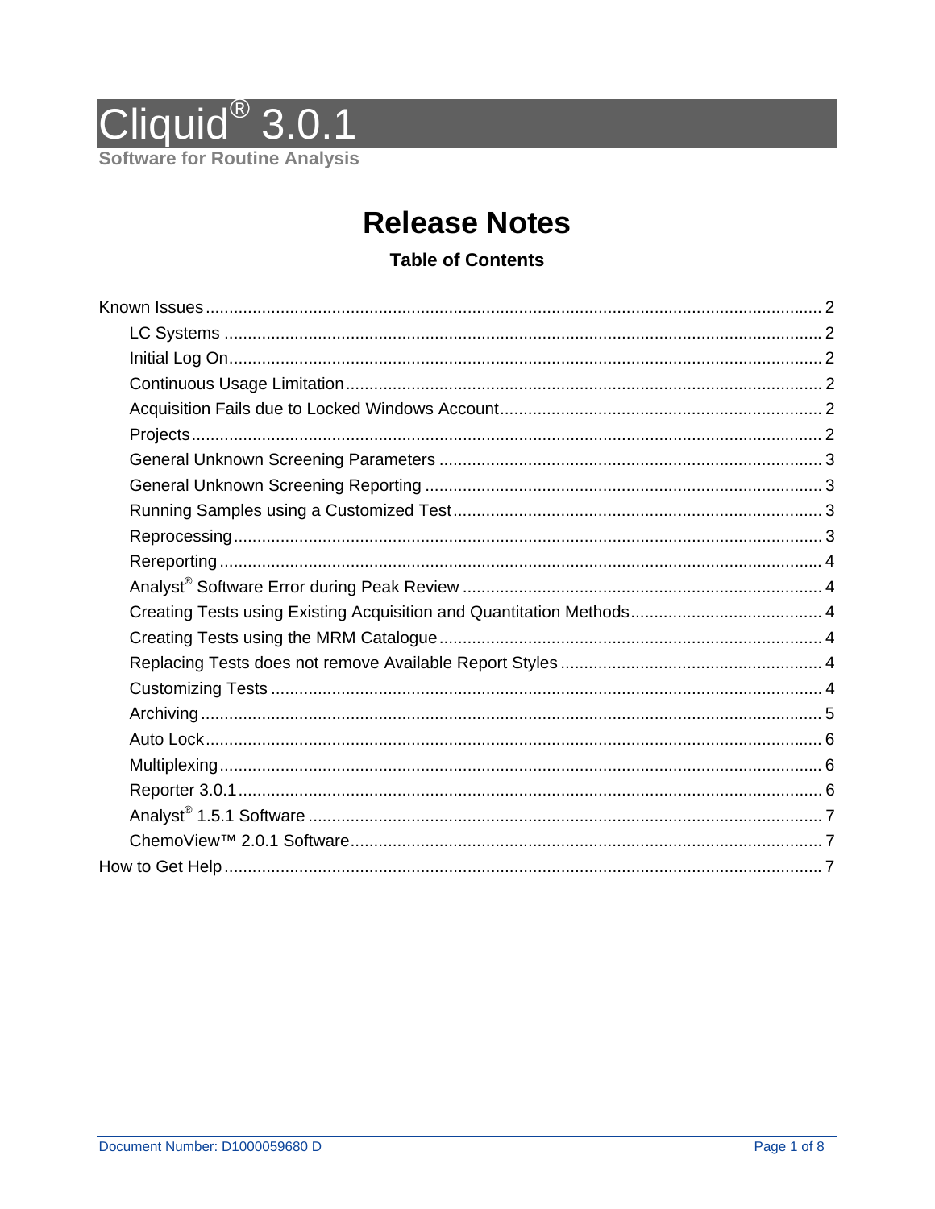# Cliquid® 3.0.1

**Software for Routine Analysis**

## Release Notes

### Table of Contents

Known Issues .......... 2
- LC Systems .......... 2
- Initial Log On .......... 2
- Continuous Usage Limitation .......... 2
- Acquisition Fails due to Locked Windows Account .......... 2
- Projects .......... 2
- General Unknown Screening Parameters .......... 3
- General Unknown Screening Reporting .......... 3
- Running Samples using a Customized Test .......... 3
- Reprocessing .......... 3
- Rereporting .......... 4
- Analyst® Software Error during Peak Review .......... 4
- Creating Tests using Existing Acquisition and Quantitation Methods .......... 4
- Creating Tests using the MRM Catalogue .......... 4
- Replacing Tests does not remove Available Report Styles .......... 4
- Customizing Tests .......... 4
- Archiving .......... 5
- Auto Lock .......... 6
- Multiplexing .......... 6
- Reporter 3.0.1 .......... 6
- Analyst® 1.5.1 Software .......... 7
- ChemoView™ 2.0.1 Software .......... 7

How to Get Help .......... 7

Document Number: D1000059680 D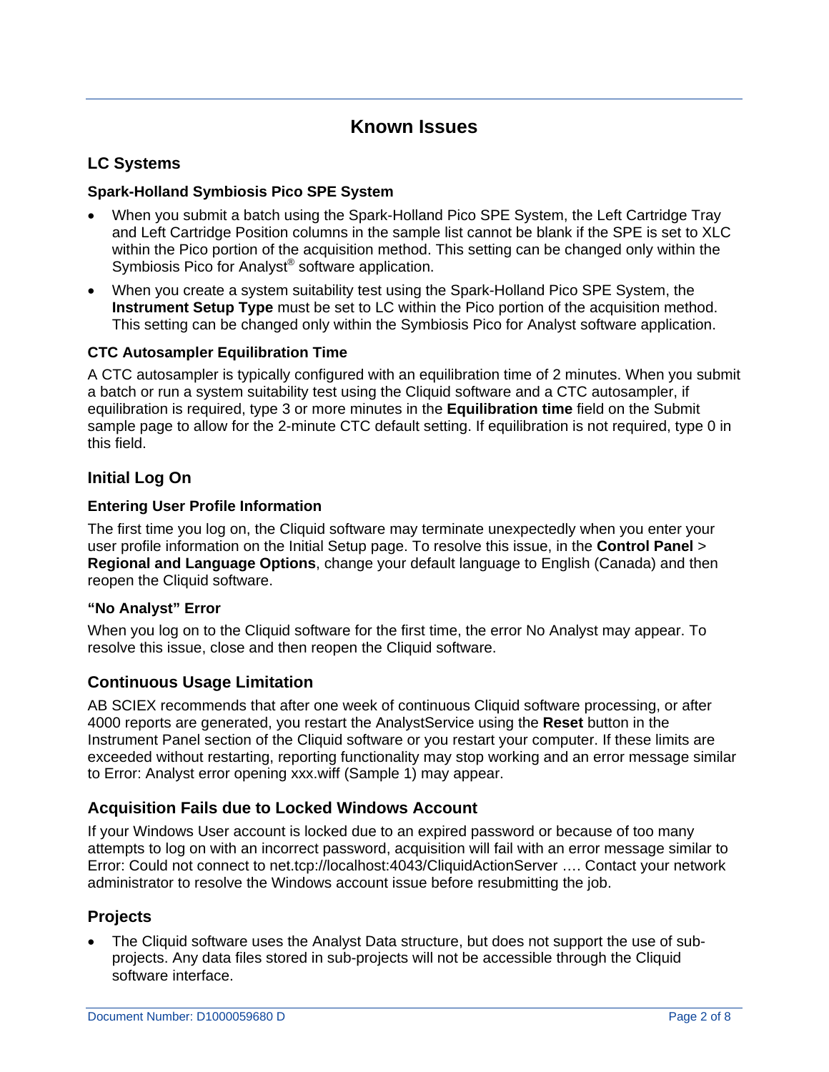# Known Issues

## LC Systems

### Spark-Holland Symbiosis Pico SPE System

- When you submit a batch using the Spark-Holland Pico SPE System, the Left Cartridge Tray and Left Cartridge Position columns in the sample list cannot be blank if the SPE is set to XLC within the Pico portion of the acquisition method. This setting can be changed only within the Symbiosis Pico for Analyst® software application.
- When you create a system suitability test using the Spark-Holland Pico SPE System, the **Instrument Setup Type** must be set to LC within the Pico portion of the acquisition method. This setting can be changed only within the Symbiosis Pico for Analyst software application.

### CTC Autosampler Equilibration Time

A CTC autosampler is typically configured with an equilibration time of 2 minutes. When you submit a batch or run a system suitability test using the Cliquid software and a CTC autosampler, if equilibration is required, type 3 or more minutes in the **Equilibration time** field on the Submit sample page to allow for the 2-minute CTC default setting. If equilibration is not required, type 0 in this field.

## Initial Log On

### Entering User Profile Information

The first time you log on, the Cliquid software may terminate unexpectedly when you enter your user profile information on the Initial Setup page. To resolve this issue, in the **Control Panel** > **Regional and Language Options**, change your default language to English (Canada) and then reopen the Cliquid software.

### "No Analyst" Error

When you log on to the Cliquid software for the first time, the error No Analyst may appear. To resolve this issue, close and then reopen the Cliquid software.

## Continuous Usage Limitation

AB SCIEX recommends that after one week of continuous Cliquid software processing, or after 4000 reports are generated, you restart the AnalystService using the **Reset** button in the Instrument Panel section of the Cliquid software or you restart your computer. If these limits are exceeded without restarting, reporting functionality may stop working and an error message similar to Error: Analyst error opening xxx.wiff (Sample 1) may appear.

## Acquisition Fails due to Locked Windows Account

If your Windows User account is locked due to an expired password or because of too many attempts to log on with an incorrect password, acquisition will fail with an error message similar to Error: Could not connect to net.tcp://localhost:4043/CliquidActionServer …. Contact your network administrator to resolve the Windows account issue before resubmitting the job.

## Projects

- The Cliquid software uses the Analyst Data structure, but does not support the use of sub-projects. Any data files stored in sub-projects will not be accessible through the Cliquid software interface.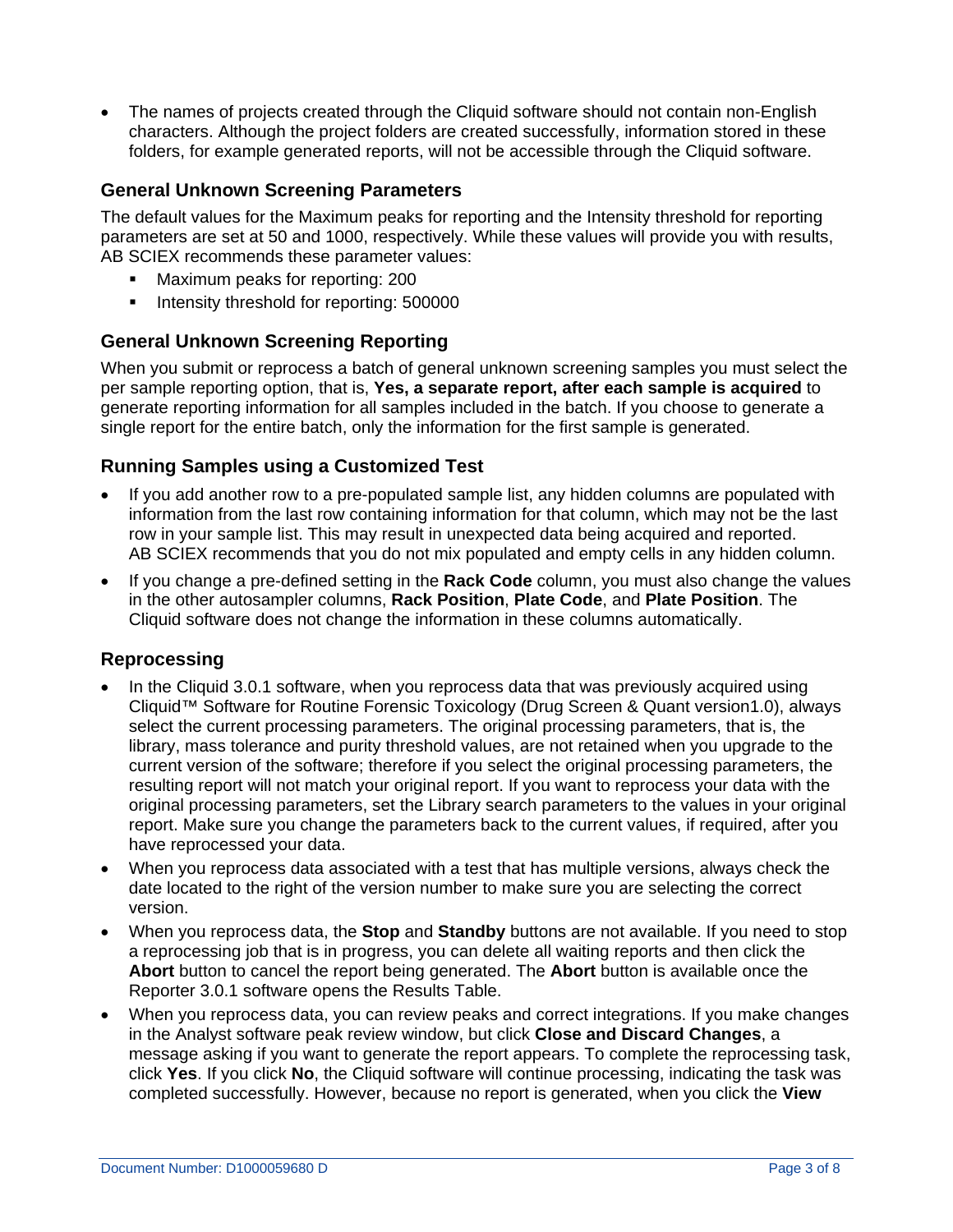- The names of projects created through the Cliquid software should not contain non-English characters. Although the project folders are created successfully, information stored in these folders, for example generated reports, will not be accessible through the Cliquid software.

### General Unknown Screening Parameters

The default values for the Maximum peaks for reporting and the Intensity threshold for reporting parameters are set at 50 and 1000, respectively. While these values will provide you with results, AB SCIEX recommends these parameter values:

- Maximum peaks for reporting: 200
- Intensity threshold for reporting: 500000

### General Unknown Screening Reporting

When you submit or reprocess a batch of general unknown screening samples you must select the per sample reporting option, that is, **Yes, a separate report, after each sample is acquired** to generate reporting information for all samples included in the batch. If you choose to generate a single report for the entire batch, only the information for the first sample is generated.

### Running Samples using a Customized Test

- If you add another row to a pre-populated sample list, any hidden columns are populated with information from the last row containing information for that column, which may not be the last row in your sample list. This may result in unexpected data being acquired and reported. AB SCIEX recommends that you do not mix populated and empty cells in any hidden column.
- If you change a pre-defined setting in the **Rack Code** column, you must also change the values in the other autosampler columns, **Rack Position**, **Plate Code**, and **Plate Position**. The Cliquid software does not change the information in these columns automatically.

### Reprocessing

- In the Cliquid 3.0.1 software, when you reprocess data that was previously acquired using Cliquid™ Software for Routine Forensic Toxicology (Drug Screen & Quant version1.0), always select the current processing parameters. The original processing parameters, that is, the library, mass tolerance and purity threshold values, are not retained when you upgrade to the current version of the software; therefore if you select the original processing parameters, the resulting report will not match your original report. If you want to reprocess your data with the original processing parameters, set the Library search parameters to the values in your original report. Make sure you change the parameters back to the current values, if required, after you have reprocessed your data.
- When you reprocess data associated with a test that has multiple versions, always check the date located to the right of the version number to make sure you are selecting the correct version.
- When you reprocess data, the **Stop** and **Standby** buttons are not available. If you need to stop a reprocessing job that is in progress, you can delete all waiting reports and then click the **Abort** button to cancel the report being generated. The **Abort** button is available once the Reporter 3.0.1 software opens the Results Table.
- When you reprocess data, you can review peaks and correct integrations. If you make changes in the Analyst software peak review window, but click **Close and Discard Changes**, a message asking if you want to generate the report appears. To complete the reprocessing task, click **Yes**. If you click **No**, the Cliquid software will continue processing, indicating the task was completed successfully. However, because no report is generated, when you click the **View**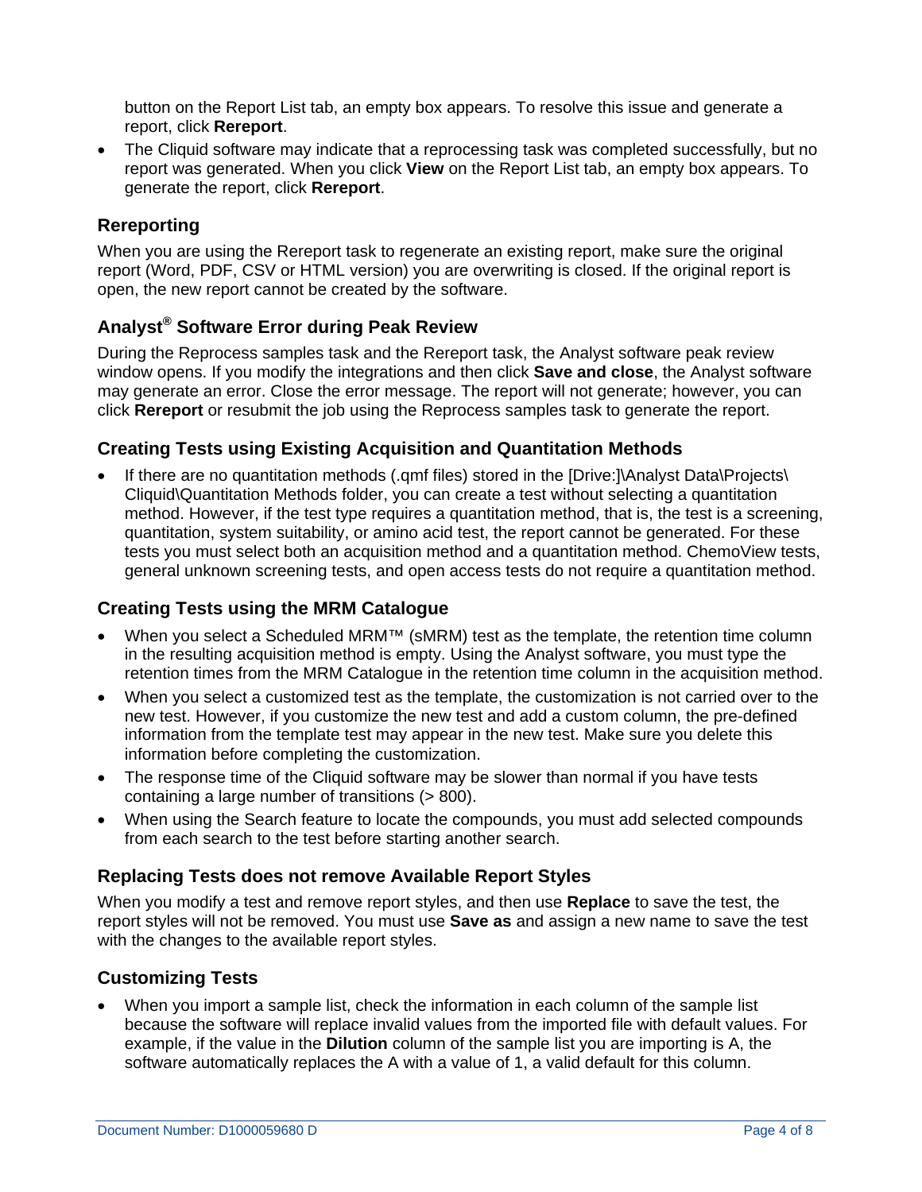button on the Report List tab, an empty box appears. To resolve this issue and generate a report, click **Rereport**.

- The Cliquid software may indicate that a reprocessing task was completed successfully, but no report was generated. When you click **View** on the Report List tab, an empty box appears. To generate the report, click **Rereport**.

### Rereporting

When you are using the Rereport task to regenerate an existing report, make sure the original report (Word, PDF, CSV or HTML version) you are overwriting is closed. If the original report is open, the new report cannot be created by the software.

### Analyst® Software Error during Peak Review

During the Reprocess samples task and the Rereport task, the Analyst software peak review window opens. If you modify the integrations and then click **Save and close**, the Analyst software may generate an error. Close the error message. The report will not generate; however, you can click **Rereport** or resubmit the job using the Reprocess samples task to generate the report.

### Creating Tests using Existing Acquisition and Quantitation Methods

- If there are no quantitation methods (.qmf files) stored in the [Drive:]\Analyst Data\Projects\Cliquid\Quantitation Methods folder, you can create a test without selecting a quantitation method. However, if the test type requires a quantitation method, that is, the test is a screening, quantitation, system suitability, or amino acid test, the report cannot be generated. For these tests you must select both an acquisition method and a quantitation method. ChemoView tests, general unknown screening tests, and open access tests do not require a quantitation method.

### Creating Tests using the MRM Catalogue

- When you select a Scheduled MRM™ (sMRM) test as the template, the retention time column in the resulting acquisition method is empty. Using the Analyst software, you must type the retention times from the MRM Catalogue in the retention time column in the acquisition method.
- When you select a customized test as the template, the customization is not carried over to the new test. However, if you customize the new test and add a custom column, the pre-defined information from the template test may appear in the new test. Make sure you delete this information before completing the customization.
- The response time of the Cliquid software may be slower than normal if you have tests containing a large number of transitions (> 800).
- When using the Search feature to locate the compounds, you must add selected compounds from each search to the test before starting another search.

### Replacing Tests does not remove Available Report Styles

When you modify a test and remove report styles, and then use **Replace** to save the test, the report styles will not be removed. You must use **Save as** and assign a new name to save the test with the changes to the available report styles.

### Customizing Tests

- When you import a sample list, check the information in each column of the sample list because the software will replace invalid values from the imported file with default values. For example, if the value in the **Dilution** column of the sample list you are importing is A, the software automatically replaces the A with a value of 1, a valid default for this column.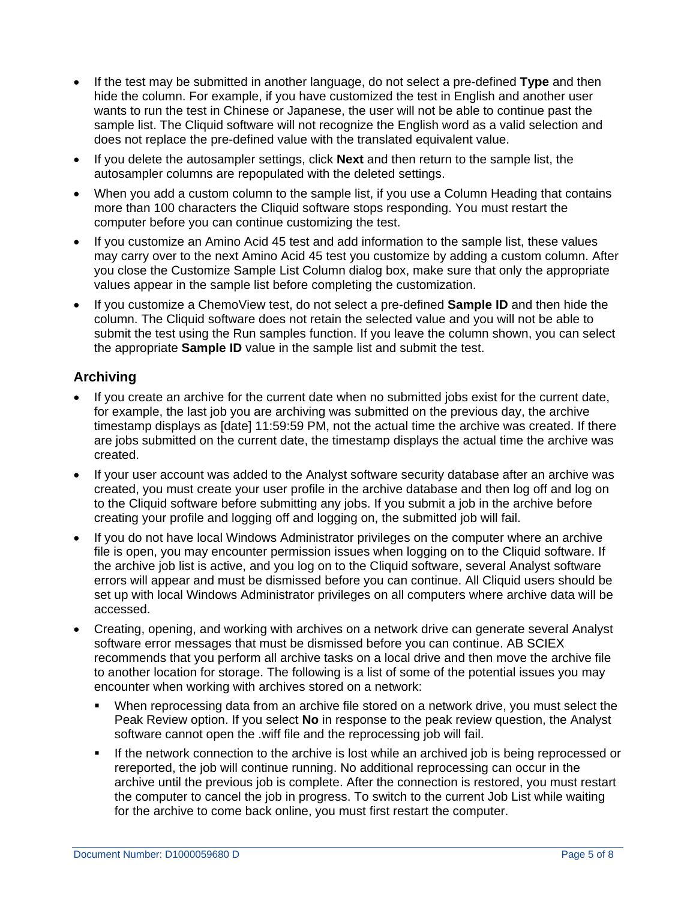- If the test may be submitted in another language, do not select a pre-defined **Type** and then hide the column. For example, if you have customized the test in English and another user wants to run the test in Chinese or Japanese, the user will not be able to continue past the sample list. The Cliquid software will not recognize the English word as a valid selection and does not replace the pre-defined value with the translated equivalent value.
- If you delete the autosampler settings, click **Next** and then return to the sample list, the autosampler columns are repopulated with the deleted settings.
- When you add a custom column to the sample list, if you use a Column Heading that contains more than 100 characters the Cliquid software stops responding. You must restart the computer before you can continue customizing the test.
- If you customize an Amino Acid 45 test and add information to the sample list, these values may carry over to the next Amino Acid 45 test you customize by adding a custom column. After you close the Customize Sample List Column dialog box, make sure that only the appropriate values appear in the sample list before completing the customization.
- If you customize a ChemoView test, do not select a pre-defined **Sample ID** and then hide the column. The Cliquid software does not retain the selected value and you will not be able to submit the test using the Run samples function. If you leave the column shown, you can select the appropriate **Sample ID** value in the sample list and submit the test.

### Archiving

- If you create an archive for the current date when no submitted jobs exist for the current date, for example, the last job you are archiving was submitted on the previous day, the archive timestamp displays as [date] 11:59:59 PM, not the actual time the archive was created. If there are jobs submitted on the current date, the timestamp displays the actual time the archive was created.
- If your user account was added to the Analyst software security database after an archive was created, you must create your user profile in the archive database and then log off and log on to the Cliquid software before submitting any jobs. If you submit a job in the archive before creating your profile and logging off and logging on, the submitted job will fail.
- If you do not have local Windows Administrator privileges on the computer where an archive file is open, you may encounter permission issues when logging on to the Cliquid software. If the archive job list is active, and you log on to the Cliquid software, several Analyst software errors will appear and must be dismissed before you can continue. All Cliquid users should be set up with local Windows Administrator privileges on all computers where archive data will be accessed.
- Creating, opening, and working with archives on a network drive can generate several Analyst software error messages that must be dismissed before you can continue. AB SCIEX recommends that you perform all archive tasks on a local drive and then move the archive file to another location for storage. The following is a list of some of the potential issues you may encounter when working with archives stored on a network:
  - When reprocessing data from an archive file stored on a network drive, you must select the Peak Review option. If you select **No** in response to the peak review question, the Analyst software cannot open the .wiff file and the reprocessing job will fail.
  - If the network connection to the archive is lost while an archived job is being reprocessed or rereported, the job will continue running. No additional reprocessing can occur in the archive until the previous job is complete. After the connection is restored, you must restart the computer to cancel the job in progress. To switch to the current Job List while waiting for the archive to come back online, you must first restart the computer.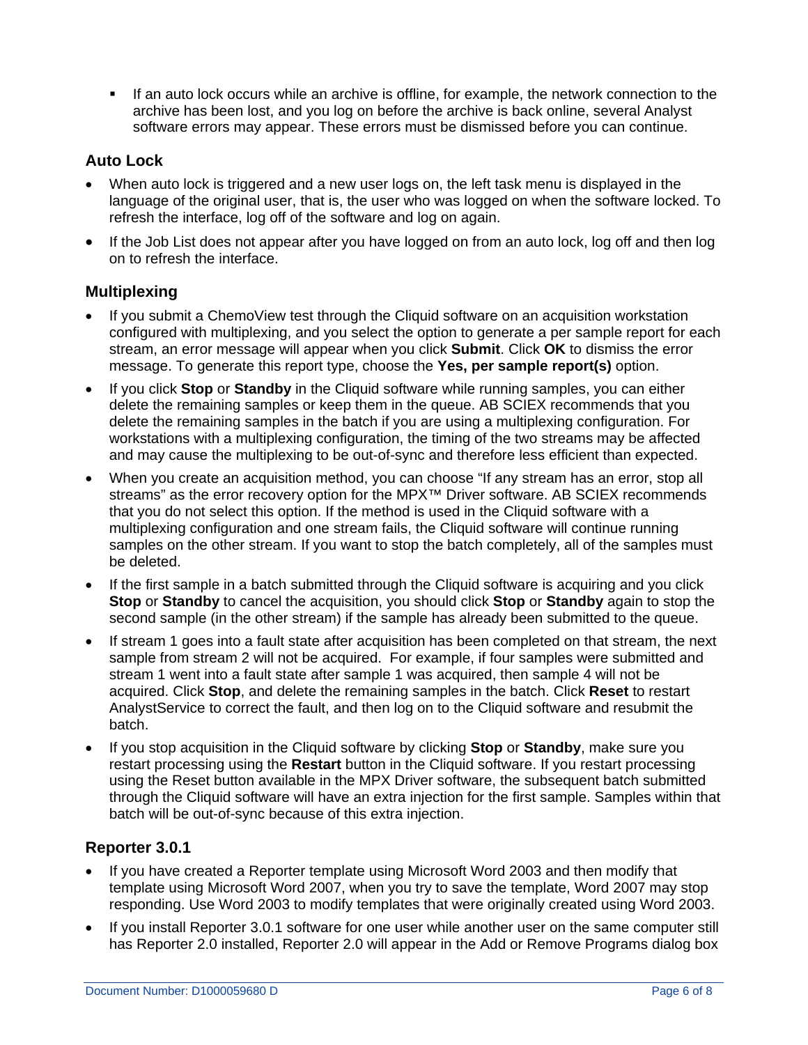- If an auto lock occurs while an archive is offline, for example, the network connection to the archive has been lost, and you log on before the archive is back online, several Analyst software errors may appear. These errors must be dismissed before you can continue.

### Auto Lock

- When auto lock is triggered and a new user logs on, the left task menu is displayed in the language of the original user, that is, the user who was logged on when the software locked. To refresh the interface, log off of the software and log on again.
- If the Job List does not appear after you have logged on from an auto lock, log off and then log on to refresh the interface.

### Multiplexing

- If you submit a ChemoView test through the Cliquid software on an acquisition workstation configured with multiplexing, and you select the option to generate a per sample report for each stream, an error message will appear when you click **Submit**. Click **OK** to dismiss the error message. To generate this report type, choose the **Yes, per sample report(s)** option.
- If you click **Stop** or **Standby** in the Cliquid software while running samples, you can either delete the remaining samples or keep them in the queue. AB SCIEX recommends that you delete the remaining samples in the batch if you are using a multiplexing configuration. For workstations with a multiplexing configuration, the timing of the two streams may be affected and may cause the multiplexing to be out-of-sync and therefore less efficient than expected.
- When you create an acquisition method, you can choose "If any stream has an error, stop all streams" as the error recovery option for the MPX™ Driver software. AB SCIEX recommends that you do not select this option. If the method is used in the Cliquid software with a multiplexing configuration and one stream fails, the Cliquid software will continue running samples on the other stream. If you want to stop the batch completely, all of the samples must be deleted.
- If the first sample in a batch submitted through the Cliquid software is acquiring and you click **Stop** or **Standby** to cancel the acquisition, you should click **Stop** or **Standby** again to stop the second sample (in the other stream) if the sample has already been submitted to the queue.
- If stream 1 goes into a fault state after acquisition has been completed on that stream, the next sample from stream 2 will not be acquired. For example, if four samples were submitted and stream 1 went into a fault state after sample 1 was acquired, then sample 4 will not be acquired. Click **Stop**, and delete the remaining samples in the batch. Click **Reset** to restart AnalystService to correct the fault, and then log on to the Cliquid software and resubmit the batch.
- If you stop acquisition in the Cliquid software by clicking **Stop** or **Standby**, make sure you restart processing using the **Restart** button in the Cliquid software. If you restart processing using the Reset button available in the MPX Driver software, the subsequent batch submitted through the Cliquid software will have an extra injection for the first sample. Samples within that batch will be out-of-sync because of this extra injection.

### Reporter 3.0.1

- If you have created a Reporter template using Microsoft Word 2003 and then modify that template using Microsoft Word 2007, when you try to save the template, Word 2007 may stop responding. Use Word 2003 to modify templates that were originally created using Word 2003.
- If you install Reporter 3.0.1 software for one user while another user on the same computer still has Reporter 2.0 installed, Reporter 2.0 will appear in the Add or Remove Programs dialog box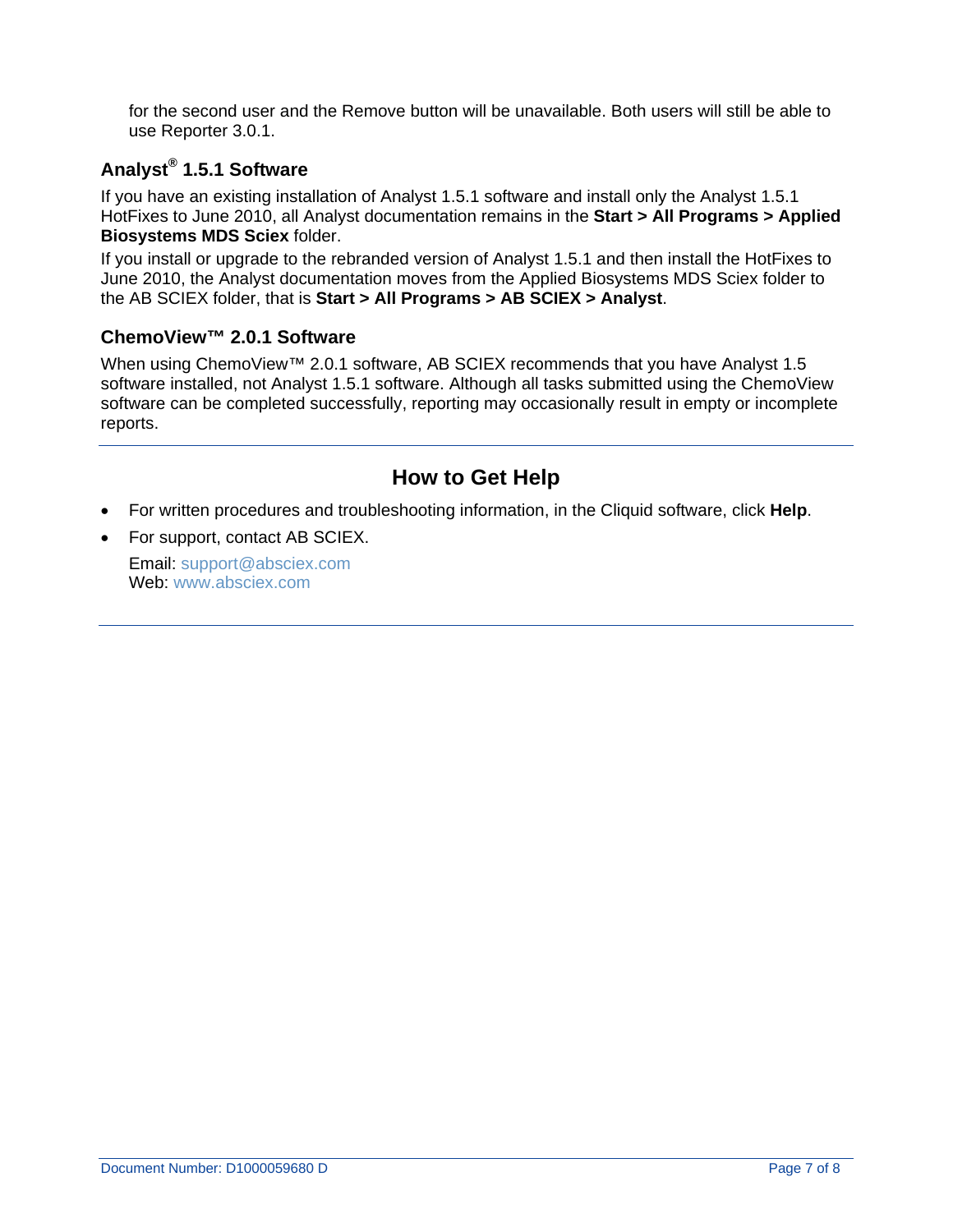for the second user and the Remove button will be unavailable. Both users will still be able to use Reporter 3.0.1.

### Analyst® 1.5.1 Software

If you have an existing installation of Analyst 1.5.1 software and install only the Analyst 1.5.1 HotFixes to June 2010, all Analyst documentation remains in the **Start > All Programs > Applied Biosystems MDS Sciex** folder.

If you install or upgrade to the rebranded version of Analyst 1.5.1 and then install the HotFixes to June 2010, the Analyst documentation moves from the Applied Biosystems MDS Sciex folder to the AB SCIEX folder, that is **Start > All Programs > AB SCIEX > Analyst**.

### ChemoView™ 2.0.1 Software

When using ChemoView™ 2.0.1 software, AB SCIEX recommends that you have Analyst 1.5 software installed, not Analyst 1.5.1 software. Although all tasks submitted using the ChemoView software can be completed successfully, reporting may occasionally result in empty or incomplete reports.

---

## How to Get Help

- For written procedures and troubleshooting information, in the Cliquid software, click **Help**.
- For support, contact AB SCIEX.

  Email: support@absciex.com
  Web: www.absciex.com

---

Document Number: D1000059680 D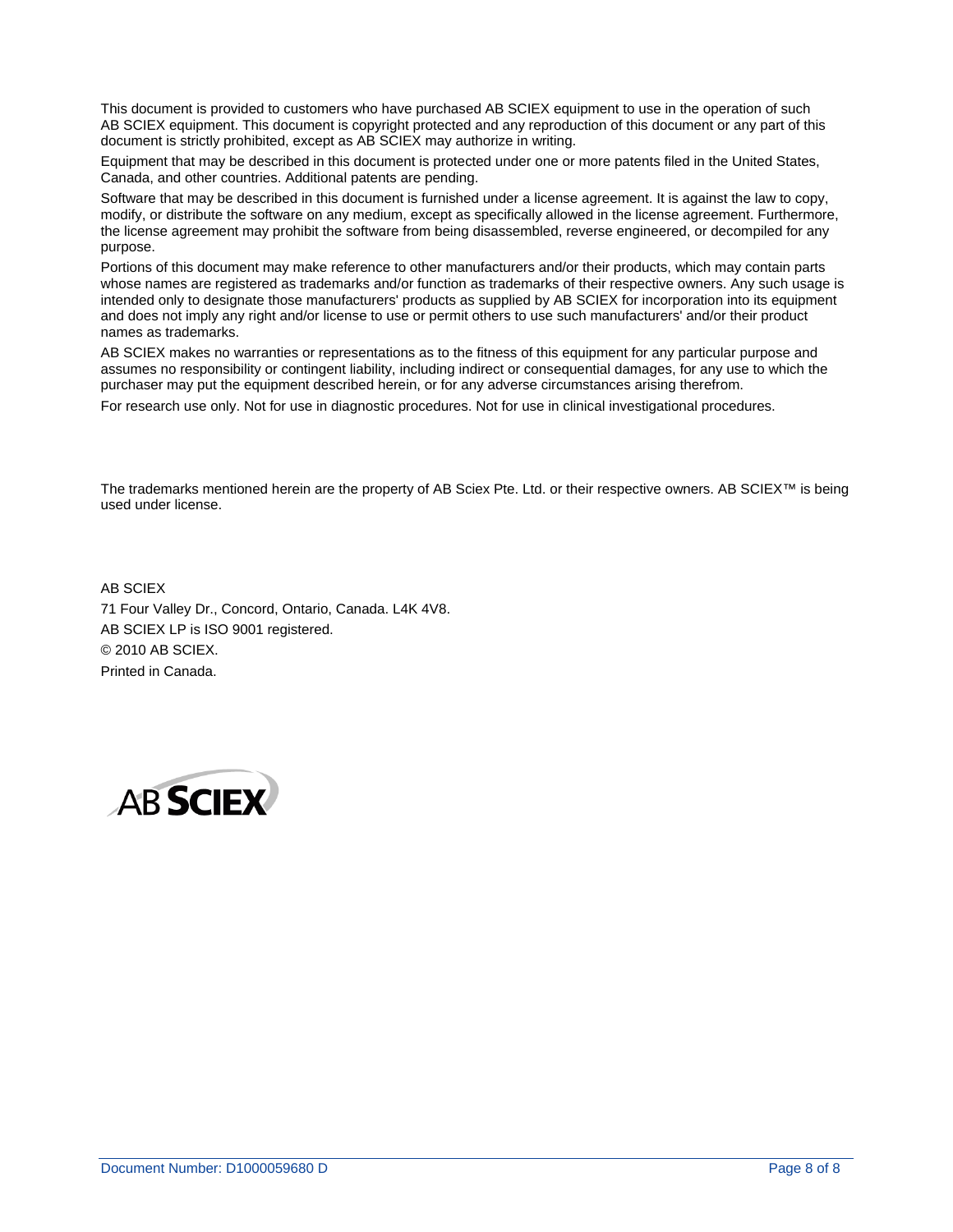This document is provided to customers who have purchased AB SCIEX equipment to use in the operation of such AB SCIEX equipment. This document is copyright protected and any reproduction of this document or any part of this document is strictly prohibited, except as AB SCIEX may authorize in writing.

Equipment that may be described in this document is protected under one or more patents filed in the United States, Canada, and other countries. Additional patents are pending.

Software that may be described in this document is furnished under a license agreement. It is against the law to copy, modify, or distribute the software on any medium, except as specifically allowed in the license agreement. Furthermore, the license agreement may prohibit the software from being disassembled, reverse engineered, or decompiled for any purpose.

Portions of this document may make reference to other manufacturers and/or their products, which may contain parts whose names are registered as trademarks and/or function as trademarks of their respective owners. Any such usage is intended only to designate those manufacturers' products as supplied by AB SCIEX for incorporation into its equipment and does not imply any right and/or license to use or permit others to use such manufacturers' and/or their product names as trademarks.

AB SCIEX makes no warranties or representations as to the fitness of this equipment for any particular purpose and assumes no responsibility or contingent liability, including indirect or consequential damages, for any use to which the purchaser may put the equipment described herein, or for any adverse circumstances arising therefrom.

For research use only. Not for use in diagnostic procedures. Not for use in clinical investigational procedures.

The trademarks mentioned herein are the property of AB Sciex Pte. Ltd. or their respective owners. AB SCIEX™ is being used under license.

AB SCIEX

71 Four Valley Dr., Concord, Ontario, Canada. L4K 4V8.

AB SCIEX LP is ISO 9001 registered.

© 2010 AB SCIEX.

Printed in Canada.

AB SCIEX

Document Number: D1000059680 D